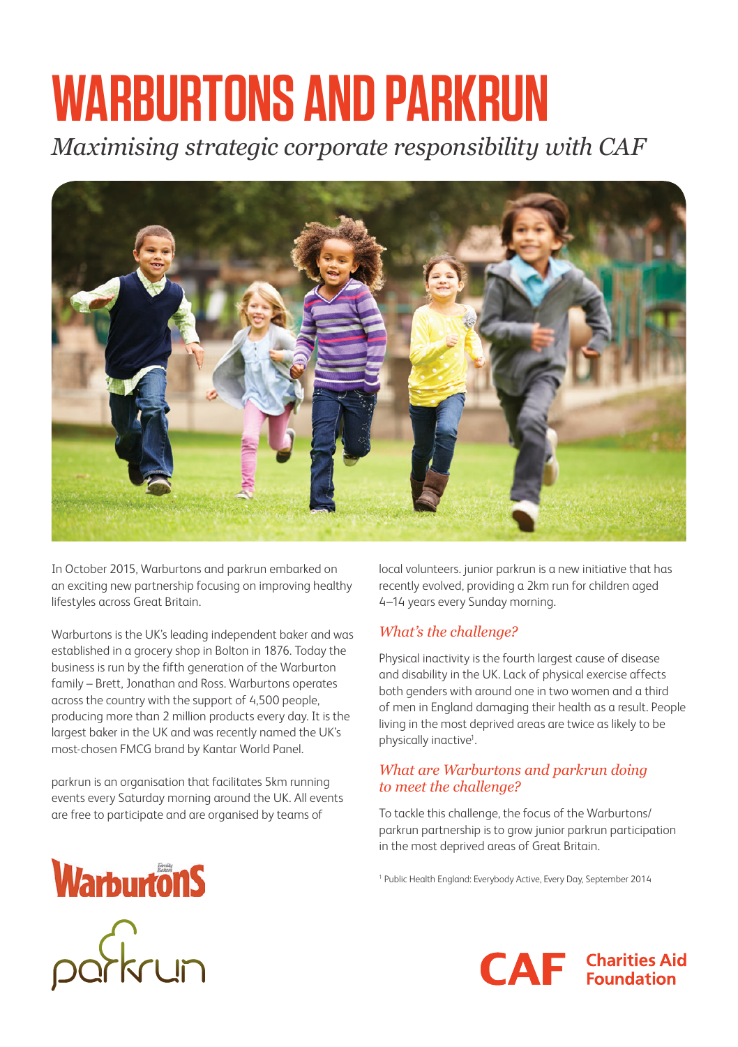# WARBURTONS AND PARKRUN

*Maximising strategic corporate responsibility with CAF*

In October 2015, Warburtons and parkrun embarked on an exciting new partnership focusing on improving healthy lifestyles across Great Britain.

Warburtons is the UK's leading independent baker and was established in a grocery shop in Bolton in 1876. Today the business is run by the fifth generation of the Warburton family – Brett, Jonathan and Ross. Warburtons operates across the country with the support of 4,500 people, producing more than 2 million products every day. It is the largest baker in the UK and was recently named the UK's most-chosen FMCG brand by Kantar World Panel.

parkrun is an organisation that facilitates 5km running events every Saturday morning around the UK. All events are free to participate and are organised by teams of local volunteers. junior parkrun is a new initiative that has recently evolved, providing a 2km run for children aged 4–14 years every Sunday morning.

## *What's the challenge?*

Physical inactivity is the fourth largest cause of disease and disability in the UK. Lack of physical exercise affects both genders with around one in two women and a third of men in England damaging their health as a result. People living in the most deprived areas are twice as likely to be physically inactive[1].

## *What are Warburtons and parkrun doing to meet the challenge?*

To tackle this challenge, the focus of the Warburtons/parkrun partnership is to grow junior parkrun participation in the most deprived areas of Great Britain.

[1] Public Health England: Everybody Active, Every Day, September 2014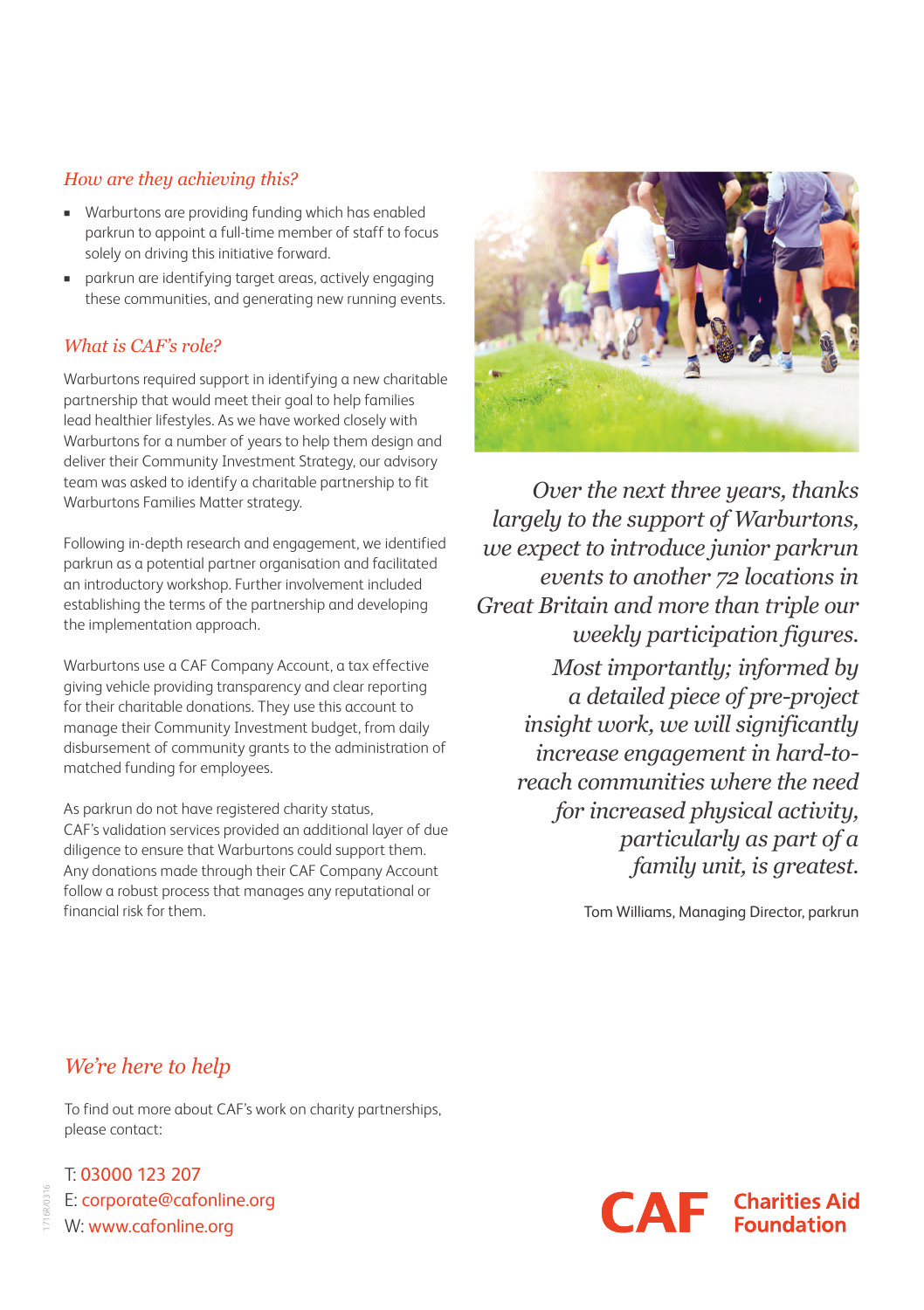### *How are they achieving this?*

- Warburtons are providing funding which has enabled parkrun to appoint a full-time member of staff to focus solely on driving this initiative forward.
- parkrun are identifying target areas, actively engaging these communities, and generating new running events.

### *What is CAF's role?*

Warburtons required support in identifying a new charitable partnership that would meet their goal to help families lead healthier lifestyles. As we have worked closely with Warburtons for a number of years to help them design and deliver their Community Investment Strategy, our advisory team was asked to identify a charitable partnership to fit Warburtons Families Matter strategy.

Following in-depth research and engagement, we identified parkrun as a potential partner organisation and facilitated an introductory workshop. Further involvement included establishing the terms of the partnership and developing the implementation approach.

Warburtons use a CAF Company Account, a tax effective giving vehicle providing transparency and clear reporting for their charitable donations. They use this account to manage their Community Investment budget, from daily disbursement of community grants to the administration of matched funding for employees.

As parkrun do not have registered charity status, CAF's validation services provided an additional layer of due diligence to ensure that Warburtons could support them. Any donations made through their CAF Company Account follow a robust process that manages any reputational or financial risk for them.

> *Over the next three years, thanks largely to the support of Warburtons, we expect to introduce junior parkrun events to another 72 locations in Great Britain and more than triple our weekly participation figures. Most importantly; informed by a detailed piece of pre-project insight work, we will significantly increase engagement in hard-to-reach communities where the need for increased physical activity, particularly as part of a family unit, is greatest.*
>
> Tom Williams, Managing Director, parkrun

## *We're here to help*

To find out more about CAF's work on charity partnerships, please contact:

T: 03000 123 207
E: corporate@cafonline.org
W: www.cafonline.org

CAF Charities Aid Foundation